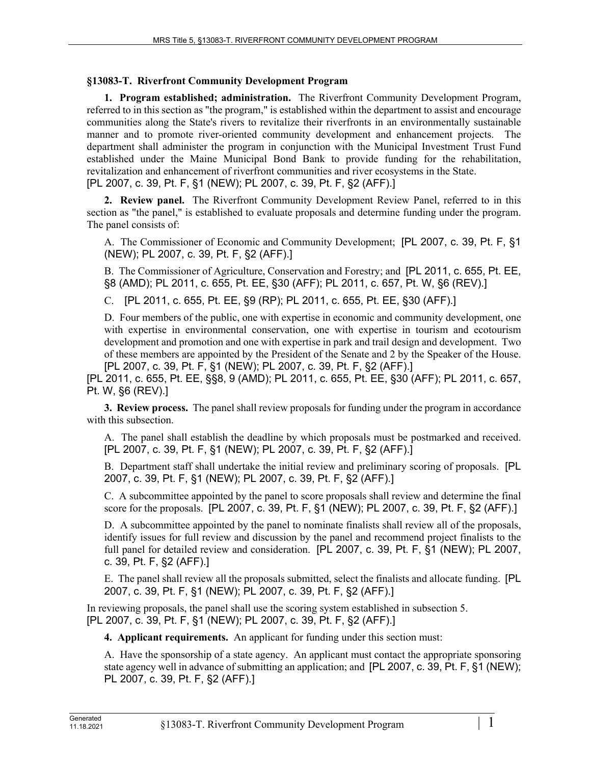## §13083-T. Riverfront Community Development Program

**1. Program established; administration.** The Riverfront Community Development Program, referred to in this section as "the program," is established within the department to assist and encourage communities along the State's rivers to revitalize their riverfronts in an environmentally sustainable manner and to promote river-oriented community development and enhancement projects. The department shall administer the program in conjunction with the Municipal Investment Trust Fund established under the Maine Municipal Bond Bank to provide funding for the rehabilitation, revitalization and enhancement of riverfront communities and river ecosystems in the State.
[PL 2007, c. 39, Pt. F, §1 (NEW); PL 2007, c. 39, Pt. F, §2 (AFF).]

**2. Review panel.** The Riverfront Community Development Review Panel, referred to in this section as "the panel," is established to evaluate proposals and determine funding under the program. The panel consists of:

A. The Commissioner of Economic and Community Development; [PL 2007, c. 39, Pt. F, §1 (NEW); PL 2007, c. 39, Pt. F, §2 (AFF).]

B. The Commissioner of Agriculture, Conservation and Forestry; and [PL 2011, c. 655, Pt. EE, §8 (AMD); PL 2011, c. 655, Pt. EE, §30 (AFF); PL 2011, c. 657, Pt. W, §6 (REV).]

C. [PL 2011, c. 655, Pt. EE, §9 (RP); PL 2011, c. 655, Pt. EE, §30 (AFF).]

D. Four members of the public, one with expertise in economic and community development, one with expertise in environmental conservation, one with expertise in tourism and ecotourism development and promotion and one with expertise in park and trail design and development. Two of these members are appointed by the President of the Senate and 2 by the Speaker of the House. [PL 2007, c. 39, Pt. F, §1 (NEW); PL 2007, c. 39, Pt. F, §2 (AFF).]

[PL 2011, c. 655, Pt. EE, §§8, 9 (AMD); PL 2011, c. 655, Pt. EE, §30 (AFF); PL 2011, c. 657, Pt. W, §6 (REV).]

**3. Review process.** The panel shall review proposals for funding under the program in accordance with this subsection.

A. The panel shall establish the deadline by which proposals must be postmarked and received. [PL 2007, c. 39, Pt. F, §1 (NEW); PL 2007, c. 39, Pt. F, §2 (AFF).]

B. Department staff shall undertake the initial review and preliminary scoring of proposals. [PL 2007, c. 39, Pt. F, §1 (NEW); PL 2007, c. 39, Pt. F, §2 (AFF).]

C. A subcommittee appointed by the panel to score proposals shall review and determine the final score for the proposals. [PL 2007, c. 39, Pt. F, §1 (NEW); PL 2007, c. 39, Pt. F, §2 (AFF).]

D. A subcommittee appointed by the panel to nominate finalists shall review all of the proposals, identify issues for full review and discussion by the panel and recommend project finalists to the full panel for detailed review and consideration. [PL 2007, c. 39, Pt. F, §1 (NEW); PL 2007, c. 39, Pt. F, §2 (AFF).]

E. The panel shall review all the proposals submitted, select the finalists and allocate funding. [PL 2007, c. 39, Pt. F, §1 (NEW); PL 2007, c. 39, Pt. F, §2 (AFF).]

In reviewing proposals, the panel shall use the scoring system established in subsection 5.
[PL 2007, c. 39, Pt. F, §1 (NEW); PL 2007, c. 39, Pt. F, §2 (AFF).]

**4. Applicant requirements.** An applicant for funding under this section must:

A. Have the sponsorship of a state agency. An applicant must contact the appropriate sponsoring state agency well in advance of submitting an application; and [PL 2007, c. 39, Pt. F, §1 (NEW); PL 2007, c. 39, Pt. F, §2 (AFF).]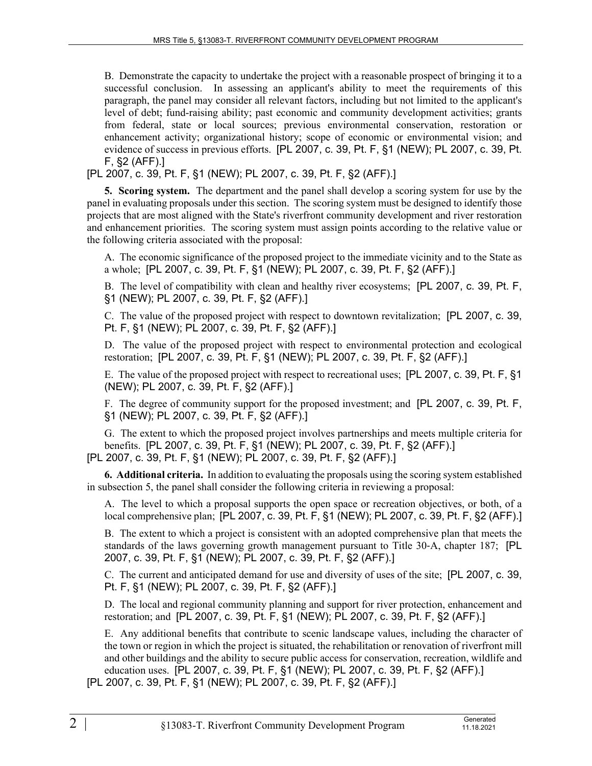B. Demonstrate the capacity to undertake the project with a reasonable prospect of bringing it to a successful conclusion. In assessing an applicant's ability to meet the requirements of this paragraph, the panel may consider all relevant factors, including but not limited to the applicant's level of debt; fund-raising ability; past economic and community development activities; grants from federal, state or local sources; previous environmental conservation, restoration or enhancement activity; organizational history; scope of economic or environmental vision; and evidence of success in previous efforts. [PL 2007, c. 39, Pt. F, §1 (NEW); PL 2007, c. 39, Pt. F, §2 (AFF).]

[PL 2007, c. 39, Pt. F, §1 (NEW); PL 2007, c. 39, Pt. F, §2 (AFF).]

**5. Scoring system.** The department and the panel shall develop a scoring system for use by the panel in evaluating proposals under this section. The scoring system must be designed to identify those projects that are most aligned with the State's riverfront community development and river restoration and enhancement priorities. The scoring system must assign points according to the relative value or the following criteria associated with the proposal:

A. The economic significance of the proposed project to the immediate vicinity and to the State as a whole; [PL 2007, c. 39, Pt. F, §1 (NEW); PL 2007, c. 39, Pt. F, §2 (AFF).]

B. The level of compatibility with clean and healthy river ecosystems; [PL 2007, c. 39, Pt. F, §1 (NEW); PL 2007, c. 39, Pt. F, §2 (AFF).]

C. The value of the proposed project with respect to downtown revitalization; [PL 2007, c. 39, Pt. F, §1 (NEW); PL 2007, c. 39, Pt. F, §2 (AFF).]

D. The value of the proposed project with respect to environmental protection and ecological restoration; [PL 2007, c. 39, Pt. F, §1 (NEW); PL 2007, c. 39, Pt. F, §2 (AFF).]

E. The value of the proposed project with respect to recreational uses; [PL 2007, c. 39, Pt. F, §1 (NEW); PL 2007, c. 39, Pt. F, §2 (AFF).]

F. The degree of community support for the proposed investment; and [PL 2007, c. 39, Pt. F, §1 (NEW); PL 2007, c. 39, Pt. F, §2 (AFF).]

G. The extent to which the proposed project involves partnerships and meets multiple criteria for benefits. [PL 2007, c. 39, Pt. F, §1 (NEW); PL 2007, c. 39, Pt. F, §2 (AFF).]

[PL 2007, c. 39, Pt. F, §1 (NEW); PL 2007, c. 39, Pt. F, §2 (AFF).]

**6. Additional criteria.** In addition to evaluating the proposals using the scoring system established in subsection 5, the panel shall consider the following criteria in reviewing a proposal:

A. The level to which a proposal supports the open space or recreation objectives, or both, of a local comprehensive plan; [PL 2007, c. 39, Pt. F, §1 (NEW); PL 2007, c. 39, Pt. F, §2 (AFF).]

B. The extent to which a project is consistent with an adopted comprehensive plan that meets the standards of the laws governing growth management pursuant to Title 30-A, chapter 187; [PL 2007, c. 39, Pt. F, §1 (NEW); PL 2007, c. 39, Pt. F, §2 (AFF).]

C. The current and anticipated demand for use and diversity of uses of the site; [PL 2007, c. 39, Pt. F, §1 (NEW); PL 2007, c. 39, Pt. F, §2 (AFF).]

D. The local and regional community planning and support for river protection, enhancement and restoration; and [PL 2007, c. 39, Pt. F, §1 (NEW); PL 2007, c. 39, Pt. F, §2 (AFF).]

E. Any additional benefits that contribute to scenic landscape values, including the character of the town or region in which the project is situated, the rehabilitation or renovation of riverfront mill and other buildings and the ability to secure public access for conservation, recreation, wildlife and education uses. [PL 2007, c. 39, Pt. F, §1 (NEW); PL 2007, c. 39, Pt. F, §2 (AFF).]

[PL 2007, c. 39, Pt. F, §1 (NEW); PL 2007, c. 39, Pt. F, §2 (AFF).]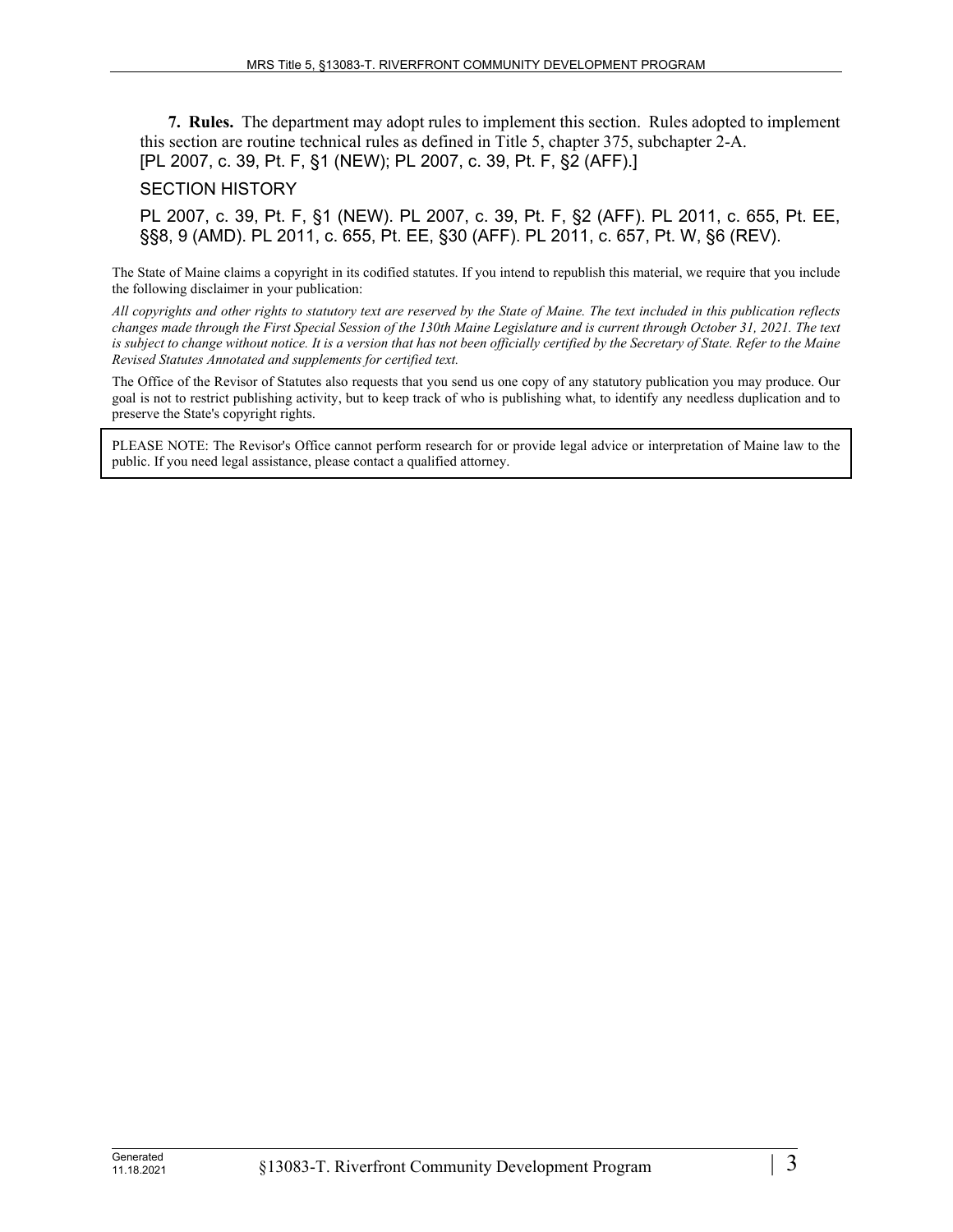**7. Rules.** The department may adopt rules to implement this section. Rules adopted to implement this section are routine technical rules as defined in Title 5, chapter 375, subchapter 2-A.
[PL 2007, c. 39, Pt. F, §1 (NEW); PL 2007, c. 39, Pt. F, §2 (AFF).]

SECTION HISTORY

PL 2007, c. 39, Pt. F, §1 (NEW). PL 2007, c. 39, Pt. F, §2 (AFF). PL 2011, c. 655, Pt. EE, §§8, 9 (AMD). PL 2011, c. 655, Pt. EE, §30 (AFF). PL 2011, c. 657, Pt. W, §6 (REV).

The State of Maine claims a copyright in its codified statutes. If you intend to republish this material, we require that you include the following disclaimer in your publication:

*All copyrights and other rights to statutory text are reserved by the State of Maine. The text included in this publication reflects changes made through the First Special Session of the 130th Maine Legislature and is current through October 31, 2021. The text is subject to change without notice. It is a version that has not been officially certified by the Secretary of State. Refer to the Maine Revised Statutes Annotated and supplements for certified text.*

The Office of the Revisor of Statutes also requests that you send us one copy of any statutory publication you may produce. Our goal is not to restrict publishing activity, but to keep track of who is publishing what, to identify any needless duplication and to preserve the State's copyright rights.

PLEASE NOTE: The Revisor's Office cannot perform research for or provide legal advice or interpretation of Maine law to the public. If you need legal assistance, please contact a qualified attorney.